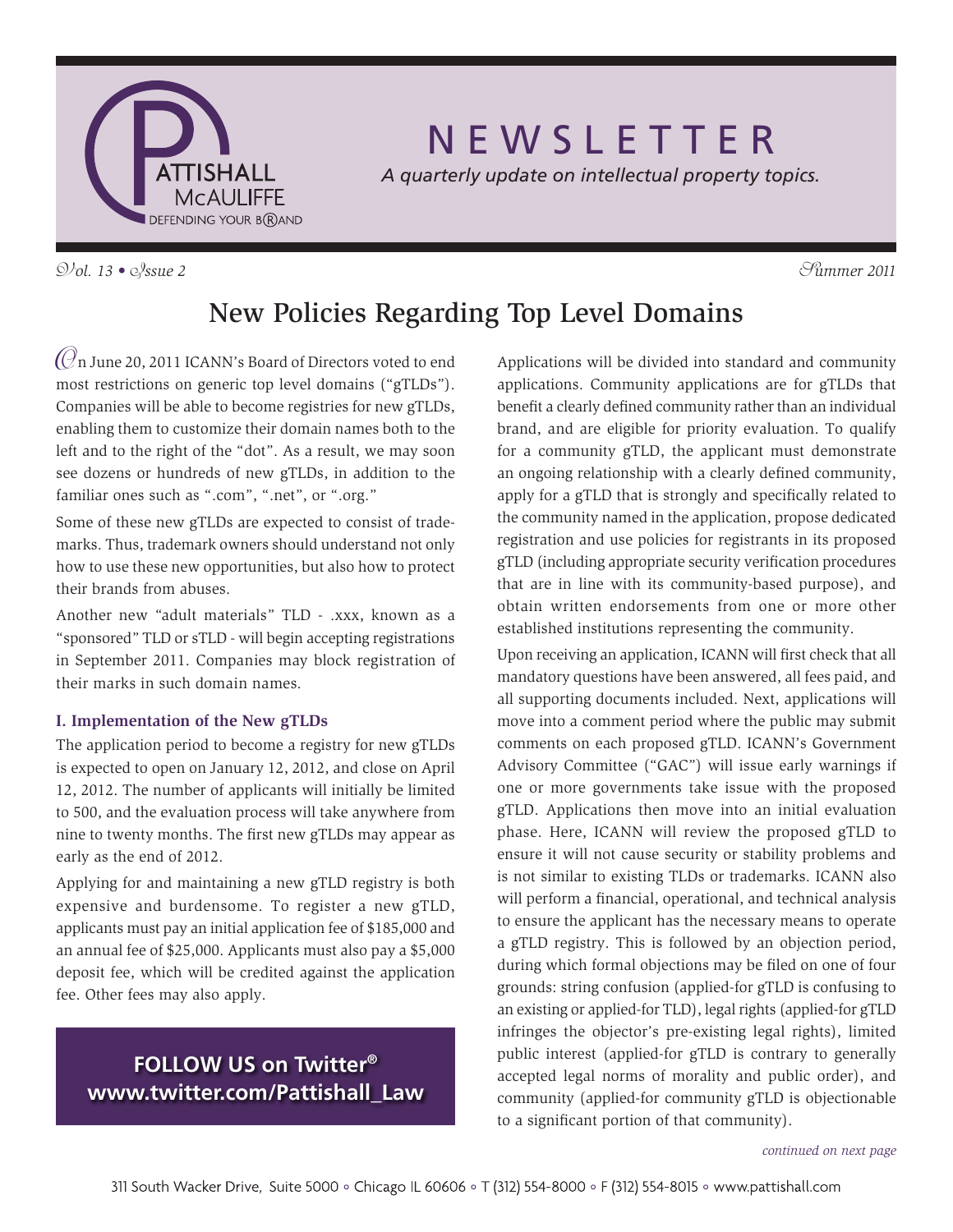# NEWSLETTER

*A quarterly update on intellectual property topics.*

*Vol. 13 • Issue 2* *Summer 2011*

## New Policies Regarding Top Level Domains

On June 20, 2011 ICANN's Board of Directors voted to end most restrictions on generic top level domains ("gTLDs"). Companies will be able to become registries for new gTLDs, enabling them to customize their domain names both to the left and to the right of the "dot". As a result, we may soon see dozens or hundreds of new gTLDs, in addition to the familiar ones such as ".com", ".net", or ".org."

Some of these new gTLDs are expected to consist of trademarks. Thus, trademark owners should understand not only how to use these new opportunities, but also how to protect their brands from abuses.

Another new "adult materials" TLD - .xxx, known as a "sponsored" TLD or sTLD - will begin accepting registrations in September 2011. Companies may block registration of their marks in such domain names.

### I. Implementation of the New gTLDs

The application period to become a registry for new gTLDs is expected to open on January 12, 2012, and close on April 12, 2012. The number of applicants will initially be limited to 500, and the evaluation process will take anywhere from nine to twenty months. The first new gTLDs may appear as early as the end of 2012.

Applying for and maintaining a new gTLD registry is both expensive and burdensome. To register a new gTLD, applicants must pay an initial application fee of $185,000 and an annual fee of $25,000. Applicants must also pay a $5,000 deposit fee, which will be credited against the application fee. Other fees may also apply.

**FOLLOW US on Twitter®**
**www.twitter.com/Pattishall_Law**

Applications will be divided into standard and community applications. Community applications are for gTLDs that benefit a clearly defined community rather than an individual brand, and are eligible for priority evaluation. To qualify for a community gTLD, the applicant must demonstrate an ongoing relationship with a clearly defined community, apply for a gTLD that is strongly and specifically related to the community named in the application, propose dedicated registration and use policies for registrants in its proposed gTLD (including appropriate security verification procedures that are in line with its community-based purpose), and obtain written endorsements from one or more other established institutions representing the community.

Upon receiving an application, ICANN will first check that all mandatory questions have been answered, all fees paid, and all supporting documents included. Next, applications will move into a comment period where the public may submit comments on each proposed gTLD. ICANN's Government Advisory Committee ("GAC") will issue early warnings if one or more governments take issue with the proposed gTLD. Applications then move into an initial evaluation phase. Here, ICANN will review the proposed gTLD to ensure it will not cause security or stability problems and is not similar to existing TLDs or trademarks. ICANN also will perform a financial, operational, and technical analysis to ensure the applicant has the necessary means to operate a gTLD registry. This is followed by an objection period, during which formal objections may be filed on one of four grounds: string confusion (applied-for gTLD is confusing to an existing or applied-for TLD), legal rights (applied-for gTLD infringes the objector's pre-existing legal rights), limited public interest (applied-for gTLD is contrary to generally accepted legal norms of morality and public order), and community (applied-for community gTLD is objectionable to a significant portion of that community).

*continued on next page*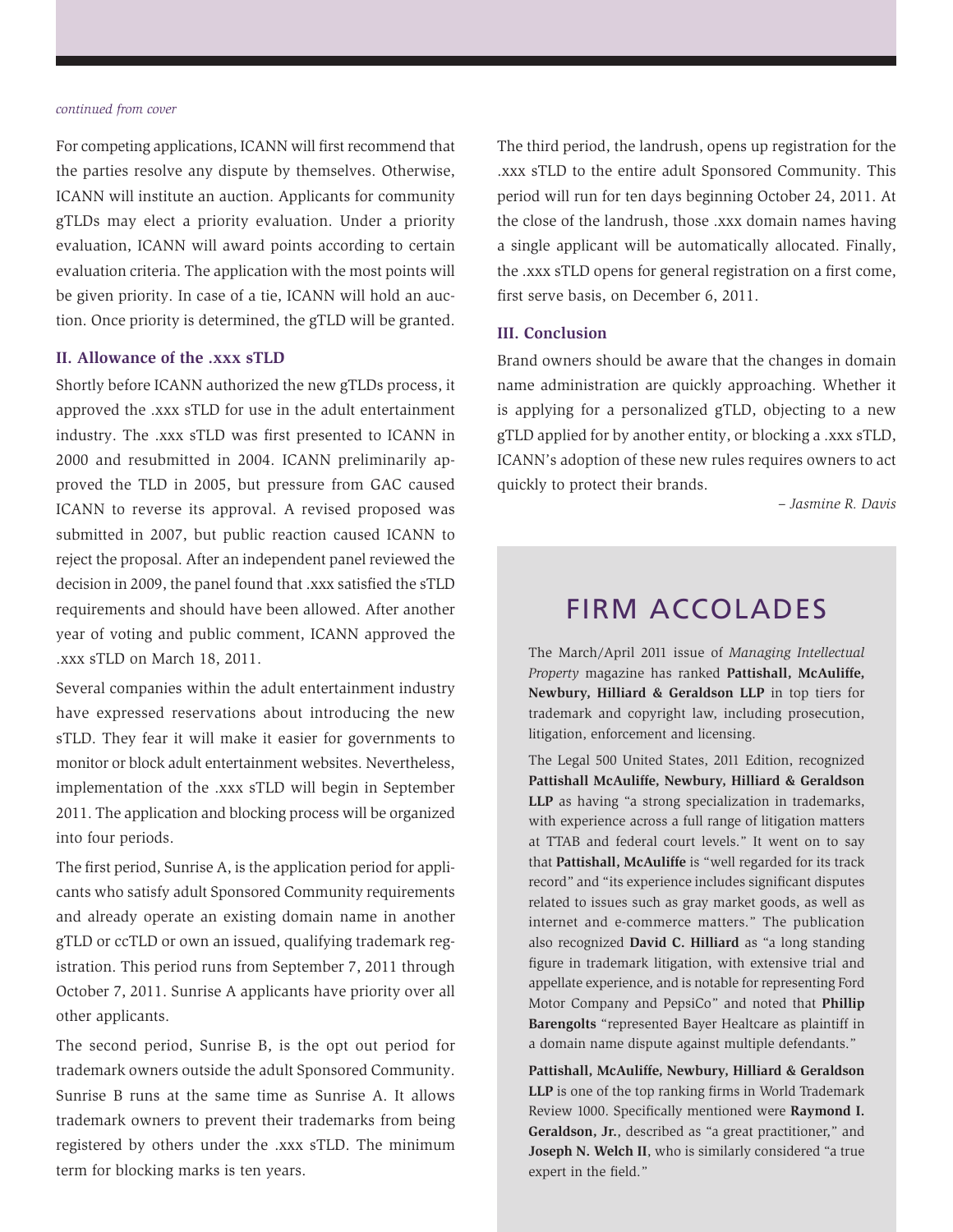*continued from cover*

For competing applications, ICANN will first recommend that the parties resolve any dispute by themselves. Otherwise, ICANN will institute an auction. Applicants for community gTLDs may elect a priority evaluation. Under a priority evaluation, ICANN will award points according to certain evaluation criteria. The application with the most points will be given priority. In case of a tie, ICANN will hold an auction. Once priority is determined, the gTLD will be granted.

### II. Allowance of the .xxx sTLD

Shortly before ICANN authorized the new gTLDs process, it approved the .xxx sTLD for use in the adult entertainment industry. The .xxx sTLD was first presented to ICANN in 2000 and resubmitted in 2004. ICANN preliminarily approved the TLD in 2005, but pressure from GAC caused ICANN to reverse its approval. A revised proposed was submitted in 2007, but public reaction caused ICANN to reject the proposal. After an independent panel reviewed the decision in 2009, the panel found that .xxx satisfied the sTLD requirements and should have been allowed. After another year of voting and public comment, ICANN approved the .xxx sTLD on March 18, 2011.

Several companies within the adult entertainment industry have expressed reservations about introducing the new sTLD. They fear it will make it easier for governments to monitor or block adult entertainment websites. Nevertheless, implementation of the .xxx sTLD will begin in September 2011. The application and blocking process will be organized into four periods.

The first period, Sunrise A, is the application period for applicants who satisfy adult Sponsored Community requirements and already operate an existing domain name in another gTLD or ccTLD or own an issued, qualifying trademark registration. This period runs from September 7, 2011 through October 7, 2011. Sunrise A applicants have priority over all other applicants.

The second period, Sunrise B, is the opt out period for trademark owners outside the adult Sponsored Community. Sunrise B runs at the same time as Sunrise A. It allows trademark owners to prevent their trademarks from being registered by others under the .xxx sTLD. The minimum term for blocking marks is ten years.

The third period, the landrush, opens up registration for the .xxx sTLD to the entire adult Sponsored Community. This period will run for ten days beginning October 24, 2011. At the close of the landrush, those .xxx domain names having a single applicant will be automatically allocated. Finally, the .xxx sTLD opens for general registration on a first come, first serve basis, on December 6, 2011.

### III. Conclusion

Brand owners should be aware that the changes in domain name administration are quickly approaching. Whether it is applying for a personalized gTLD, objecting to a new gTLD applied for by another entity, or blocking a .xxx sTLD, ICANN's adoption of these new rules requires owners to act quickly to protect their brands.

*– Jasmine R. Davis*

## FIRM ACCOLADES

The March/April 2011 issue of *Managing Intellectual Property* magazine has ranked **Pattishall, McAuliffe, Newbury, Hilliard & Geraldson LLP** in top tiers for trademark and copyright law, including prosecution, litigation, enforcement and licensing.

The Legal 500 United States, 2011 Edition, recognized **Pattishall McAuliffe, Newbury, Hilliard & Geraldson LLP** as having "a strong specialization in trademarks, with experience across a full range of litigation matters at TTAB and federal court levels." It went on to say that **Pattishall, McAuliffe** is "well regarded for its track record" and "its experience includes significant disputes related to issues such as gray market goods, as well as internet and e-commerce matters." The publication also recognized **David C. Hilliard** as "a long standing figure in trademark litigation, with extensive trial and appellate experience, and is notable for representing Ford Motor Company and PepsiCo" and noted that **Phillip Barengolts** "represented Bayer Healtcare as plaintiff in a domain name dispute against multiple defendants."

**Pattishall, McAuliffe, Newbury, Hilliard & Geraldson LLP** is one of the top ranking firms in World Trademark Review 1000. Specifically mentioned were **Raymond I. Geraldson, Jr.**, described as "a great practitioner," and **Joseph N. Welch II**, who is similarly considered "a true expert in the field."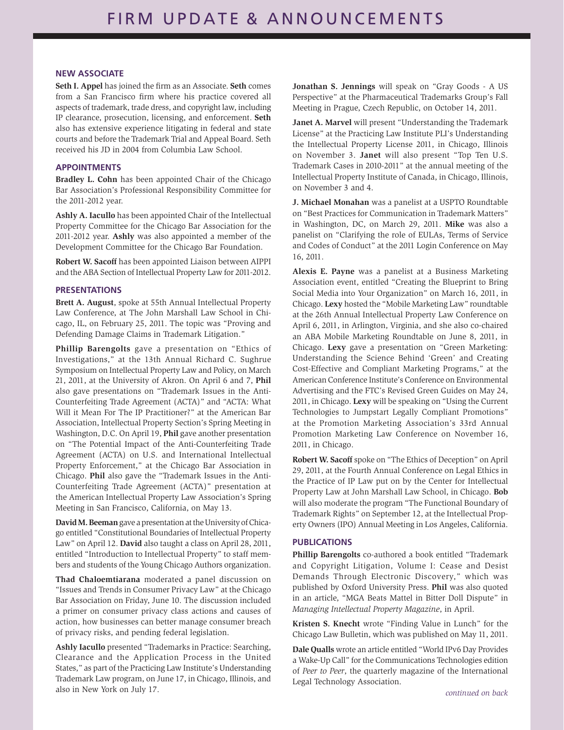# FIRM UPDATE & ANNOUNCEMENTS

## NEW ASSOCIATE

**Seth I. Appel** has joined the firm as an Associate. **Seth** comes from a San Francisco firm where his practice covered all aspects of trademark, trade dress, and copyright law, including IP clearance, prosecution, licensing, and enforcement. **Seth** also has extensive experience litigating in federal and state courts and before the Trademark Trial and Appeal Board. Seth received his JD in 2004 from Columbia Law School.

## APPOINTMENTS

**Bradley L. Cohn** has been appointed Chair of the Chicago Bar Association's Professional Responsibility Committee for the 2011-2012 year.

**Ashly A. Iacullo** has been appointed Chair of the Intellectual Property Committee for the Chicago Bar Association for the 2011-2012 year. **Ashly** was also appointed a member of the Development Committee for the Chicago Bar Foundation.

**Robert W. Sacoff** has been appointed Liaison between AIPPI and the ABA Section of Intellectual Property Law for 2011-2012.

## PRESENTATIONS

**Brett A. August**, spoke at 55th Annual Intellectual Property Law Conference, at The John Marshall Law School in Chicago, IL, on February 25, 2011. The topic was "Proving and Defending Damage Claims in Trademark Litigation."

**Phillip Barengolts** gave a presentation on "Ethics of Investigations," at the 13th Annual Richard C. Sughrue Symposium on Intellectual Property Law and Policy, on March 21, 2011, at the University of Akron. On April 6 and 7, **Phil** also gave presentations on "Trademark Issues in the Anti-Counterfeiting Trade Agreement (ACTA)" and "ACTA: What Will it Mean For The IP Practitioner?" at the American Bar Association, Intellectual Property Section's Spring Meeting in Washington, D.C. On April 19, **Phil** gave another presentation on "The Potential Impact of the Anti-Counterfeiting Trade Agreement (ACTA) on U.S. and International Intellectual Property Enforcement," at the Chicago Bar Association in Chicago. **Phil** also gave the "Trademark Issues in the Anti-Counterfeiting Trade Agreement (ACTA)" presentation at the American Intellectual Property Law Association's Spring Meeting in San Francisco, California, on May 13.

**David M. Beeman** gave a presentation at the University of Chicago entitled "Constitutional Boundaries of Intellectual Property Law" on April 12. **David** also taught a class on April 28, 2011, entitled "Introduction to Intellectual Property" to staff members and students of the Young Chicago Authors organization.

**Thad Chaloemtiarana** moderated a panel discussion on "Issues and Trends in Consumer Privacy Law" at the Chicago Bar Association on Friday, June 10. The discussion included a primer on consumer privacy class actions and causes of action, how businesses can better manage consumer breach of privacy risks, and pending federal legislation.

**Ashly Iacullo** presented "Trademarks in Practice: Searching, Clearance and the Application Process in the United States," as part of the Practicing Law Institute's Understanding Trademark Law program, on June 17, in Chicago, Illinois, and also in New York on July 17.

**Jonathan S. Jennings** will speak on "Gray Goods - A US Perspective" at the Pharmaceutical Trademarks Group's Fall Meeting in Prague, Czech Republic, on October 14, 2011.

**Janet A. Marvel** will present "Understanding the Trademark License" at the Practicing Law Institute PLI's Understanding the Intellectual Property License 2011, in Chicago, Illinois on November 3. **Janet** will also present "Top Ten U.S. Trademark Cases in 2010-2011" at the annual meeting of the Intellectual Property Institute of Canada, in Chicago, Illinois, on November 3 and 4.

**J. Michael Monahan** was a panelist at a USPTO Roundtable on "Best Practices for Communication in Trademark Matters" in Washington, DC, on March 29, 2011. **Mike** was also a panelist on "Clarifying the role of EULAs, Terms of Service and Codes of Conduct" at the 2011 Login Conference on May 16, 2011.

**Alexis E. Payne** was a panelist at a Business Marketing Association event, entitled "Creating the Blueprint to Bring Social Media into Your Organization" on March 16, 2011, in Chicago. **Lexy** hosted the "Mobile Marketing Law" roundtable at the 26th Annual Intellectual Property Law Conference on April 6, 2011, in Arlington, Virginia, and she also co-chaired an ABA Mobile Marketing Roundtable on June 8, 2011, in Chicago. **Lexy** gave a presentation on "Green Marketing: Understanding the Science Behind 'Green' and Creating Cost-Effective and Compliant Marketing Programs," at the American Conference Institute's Conference on Environmental Advertising and the FTC's Revised Green Guides on May 24, 2011, in Chicago. **Lexy** will be speaking on "Using the Current Technologies to Jumpstart Legally Compliant Promotions" at the Promotion Marketing Association's 33rd Annual Promotion Marketing Law Conference on November 16, 2011, in Chicago.

**Robert W. Sacoff** spoke on "The Ethics of Deception" on April 29, 2011, at the Fourth Annual Conference on Legal Ethics in the Practice of IP Law put on by the Center for Intellectual Property Law at John Marshall Law School, in Chicago. **Bob** will also moderate the program "The Functional Boundary of Trademark Rights" on September 12, at the Intellectual Property Owners (IPO) Annual Meeting in Los Angeles, California.

## PUBLICATIONS

**Phillip Barengolts** co-authored a book entitled "Trademark and Copyright Litigation, Volume I: Cease and Desist Demands Through Electronic Discovery," which was published by Oxford University Press. **Phil** was also quoted in an article, "MGA Beats Mattel in Bitter Doll Dispute" in *Managing Intellectual Property Magazine*, in April.

**Kristen S. Knecht** wrote "Finding Value in Lunch" for the Chicago Law Bulletin, which was published on May 11, 2011.

**Dale Qualls** wrote an article entitled "World IPv6 Day Provides a Wake-Up Call" for the Communications Technologies edition of *Peer to Peer*, the quarterly magazine of the International Legal Technology Association.

*continued on back*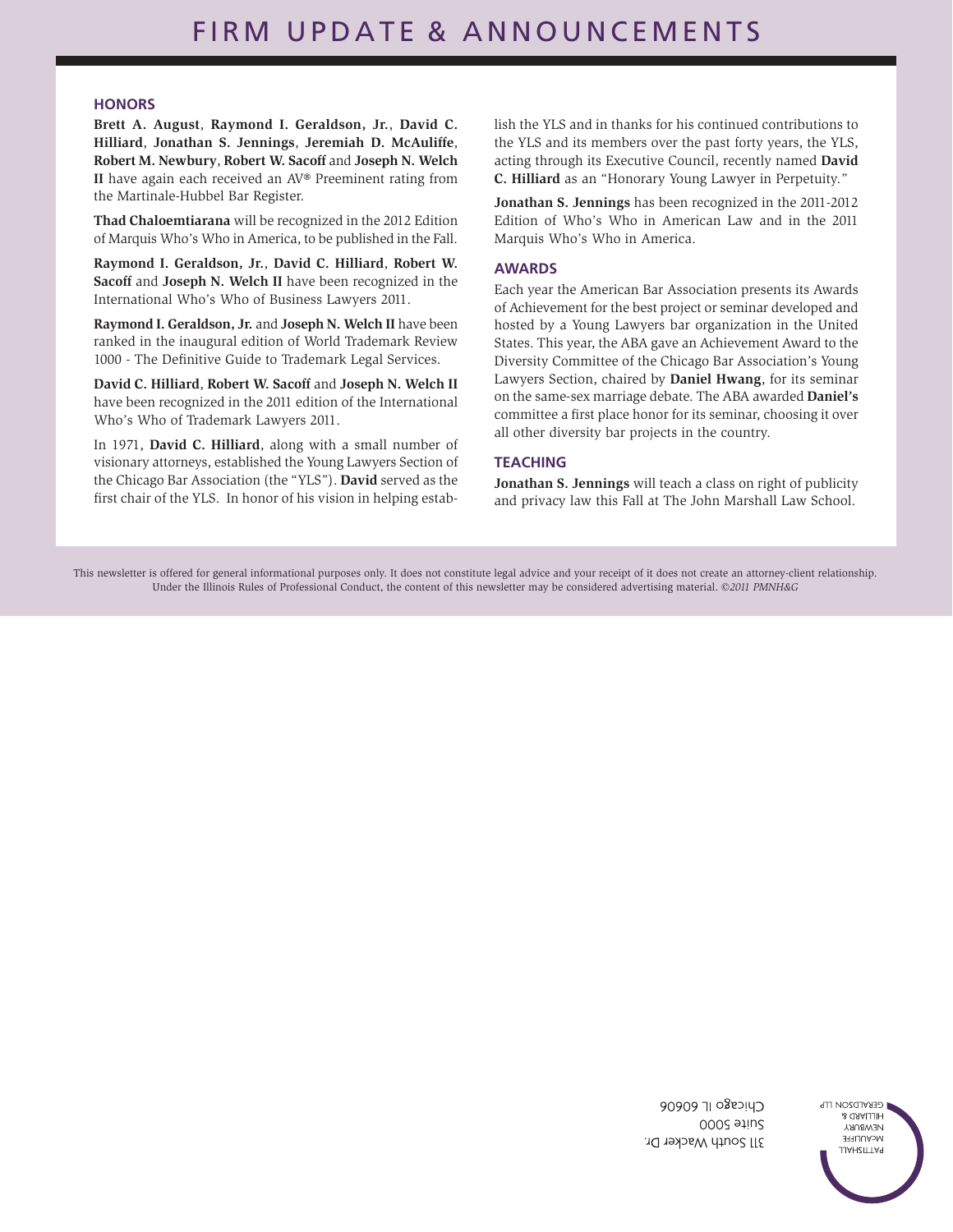# FIRM UPDATE & ANNOUNCEMENTS

## HONORS

**Brett A. August**, **Raymond I. Geraldson, Jr.**, **David C. Hilliard**, **Jonathan S. Jennings**, **Jeremiah D. McAuliffe**, **Robert M. Newbury**, **Robert W. Sacoff** and **Joseph N. Welch II** have again each received an AV® Preeminent rating from the Martinale-Hubbel Bar Register.

**Thad Chaloemtiarana** will be recognized in the 2012 Edition of Marquis Who's Who in America, to be published in the Fall.

**Raymond I. Geraldson, Jr.**, **David C. Hilliard**, **Robert W. Sacoff** and **Joseph N. Welch II** have been recognized in the International Who's Who of Business Lawyers 2011.

**Raymond I. Geraldson, Jr.** and **Joseph N. Welch II** have been ranked in the inaugural edition of World Trademark Review 1000 - The Definitive Guide to Trademark Legal Services.

**David C. Hilliard**, **Robert W. Sacoff** and **Joseph N. Welch II** have been recognized in the 2011 edition of the International Who's Who of Trademark Lawyers 2011.

In 1971, **David C. Hilliard**, along with a small number of visionary attorneys, established the Young Lawyers Section of the Chicago Bar Association (the "YLS"). **David** served as the first chair of the YLS. In honor of his vision in helping establish the YLS and in thanks for his continued contributions to the YLS and its members over the past forty years, the YLS, acting through its Executive Council, recently named **David C. Hilliard** as an "Honorary Young Lawyer in Perpetuity."

**Jonathan S. Jennings** has been recognized in the 2011-2012 Edition of Who's Who in American Law and in the 2011 Marquis Who's Who in America.

## AWARDS

Each year the American Bar Association presents its Awards of Achievement for the best project or seminar developed and hosted by a Young Lawyers bar organization in the United States. This year, the ABA gave an Achievement Award to the Diversity Committee of the Chicago Bar Association's Young Lawyers Section, chaired by **Daniel Hwang**, for its seminar on the same-sex marriage debate. The ABA awarded **Daniel's** committee a first place honor for its seminar, choosing it over all other diversity bar projects in the country.

## TEACHING

**Jonathan S. Jennings** will teach a class on right of publicity and privacy law this Fall at The John Marshall Law School.

This newsletter is offered for general informational purposes only. It does not constitute legal advice and your receipt of it does not create an attorney-client relationship. Under the Illinois Rules of Professional Conduct, the content of this newsletter may be considered advertising material. *©2011 PMNH&G*

PATTISHALL
McAULIFFE
NEWBURY
HILLIARD &
GERALDSON LLP

311 South Wacker Dr.
Suite 5000
Chicago IL 60606